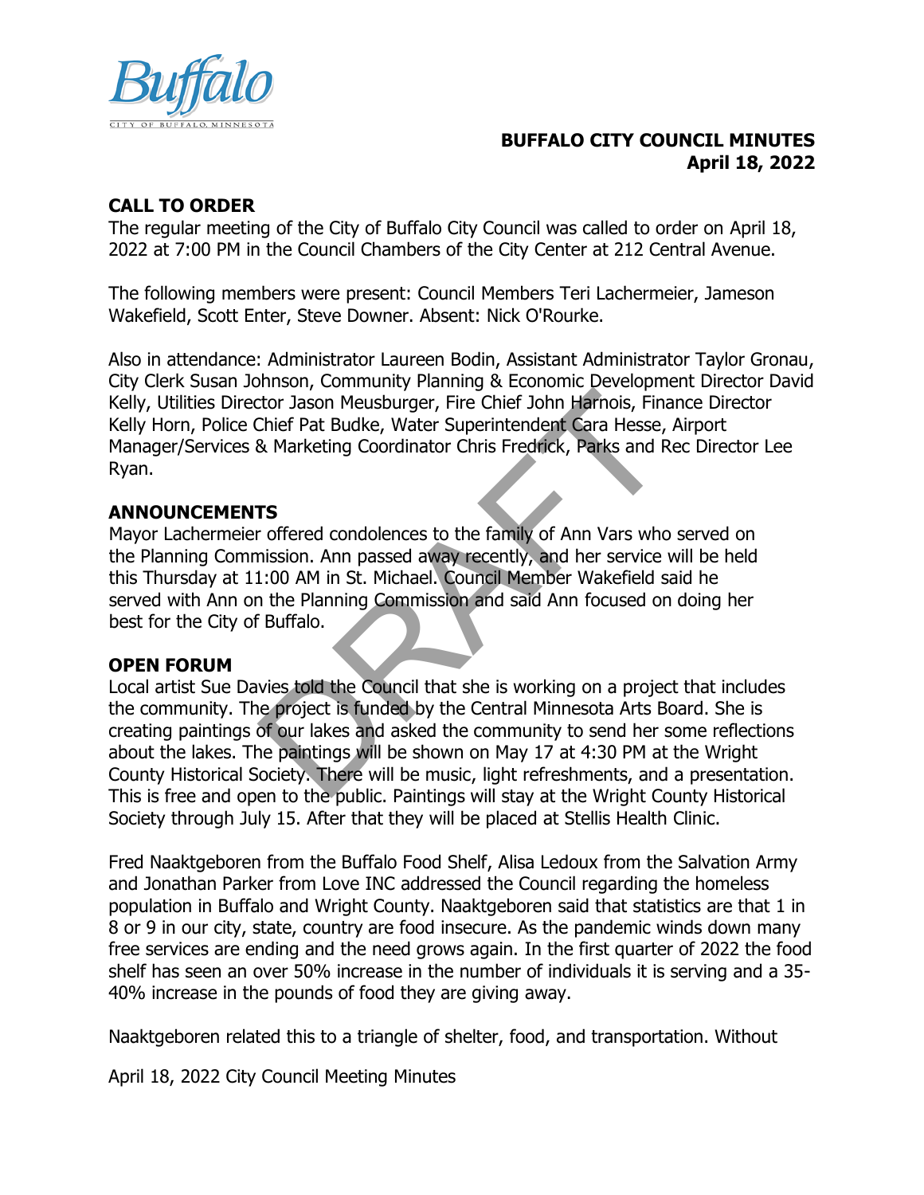# BUFFALO CITY COUNCIL MINUTES
## April 18, 2022

## CALL TO ORDER

The regular meeting of the City of Buffalo City Council was called to order on April 18, 2022 at 7:00 PM in the Council Chambers of the City Center at 212 Central Avenue.

The following members were present: Council Members Teri Lachermeier, Jameson Wakefield, Scott Enter, Steve Downer. Absent: Nick O'Rourke.

Also in attendance: Administrator Laureen Bodin, Assistant Administrator Taylor Gronau, City Clerk Susan Johnson, Community Planning & Economic Development Director David Kelly, Utilities Director Jason Meusburger, Fire Chief John Harnois, Finance Director Kelly Horn, Police Chief Pat Budke, Water Superintendent Cara Hesse, Airport Manager/Services & Marketing Coordinator Chris Fredrick, Parks and Rec Director Lee Ryan.

## ANNOUNCEMENTS

Mayor Lachermeier offered condolences to the family of Ann Vars who served on the Planning Commission. Ann passed away recently, and her service will be held this Thursday at 11:00 AM in St. Michael. Council Member Wakefield said he served with Ann on the Planning Commission and said Ann focused on doing her best for the City of Buffalo.

## OPEN FORUM

Local artist Sue Davies told the Council that she is working on a project that includes the community. The project is funded by the Central Minnesota Arts Board. She is creating paintings of our lakes and asked the community to send her some reflections about the lakes. The paintings will be shown on May 17 at 4:30 PM at the Wright County Historical Society. There will be music, light refreshments, and a presentation. This is free and open to the public. Paintings will stay at the Wright County Historical Society through July 15. After that they will be placed at Stellis Health Clinic.

Fred Naaktgeboren from the Buffalo Food Shelf, Alisa Ledoux from the Salvation Army and Jonathan Parker from Love INC addressed the Council regarding the homeless population in Buffalo and Wright County. Naaktgeboren said that statistics are that 1 in 8 or 9 in our city, state, country are food insecure. As the pandemic winds down many free services are ending and the need grows again. In the first quarter of 2022 the food shelf has seen an over 50% increase in the number of individuals it is serving and a 35-40% increase in the pounds of food they are giving away.

Naaktgeboren related this to a triangle of shelter, food, and transportation. Without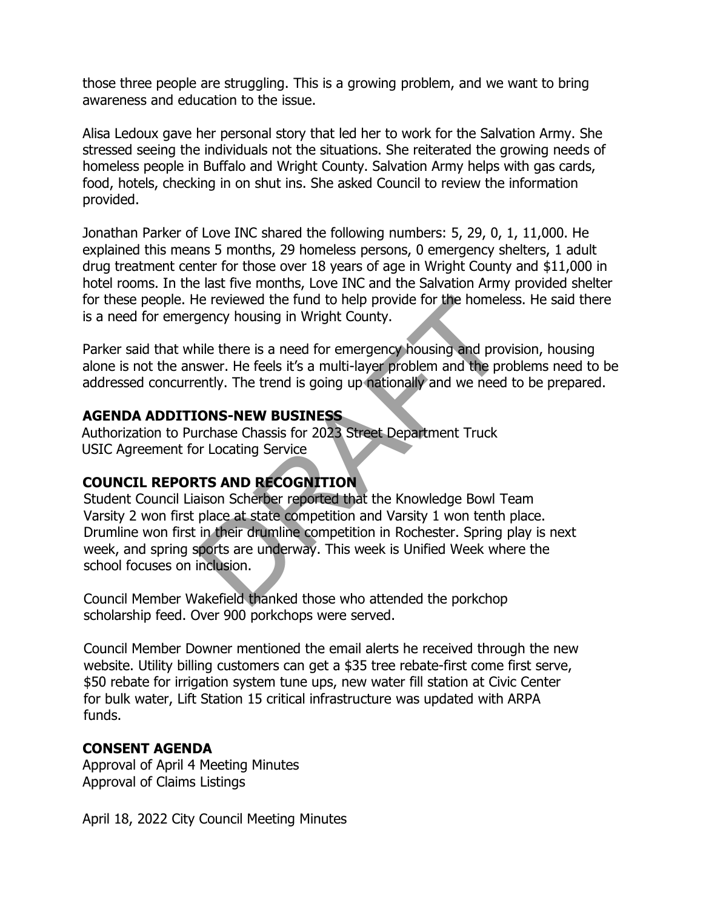those three people are struggling. This is a growing problem, and we want to bring awareness and education to the issue.

Alisa Ledoux gave her personal story that led her to work for the Salvation Army. She stressed seeing the individuals not the situations. She reiterated the growing needs of homeless people in Buffalo and Wright County. Salvation Army helps with gas cards, food, hotels, checking in on shut ins. She asked Council to review the information provided.

Jonathan Parker of Love INC shared the following numbers: 5, 29, 0, 1, 11,000. He explained this means 5 months, 29 homeless persons, 0 emergency shelters, 1 adult drug treatment center for those over 18 years of age in Wright County and $11,000 in hotel rooms. In the last five months, Love INC and the Salvation Army provided shelter for these people. He reviewed the fund to help provide for the homeless. He said there is a need for emergency housing in Wright County.

Parker said that while there is a need for emergency housing and provision, housing alone is not the answer. He feels it's a multi-layer problem and the problems need to be addressed concurrently. The trend is going up nationally and we need to be prepared.

## AGENDA ADDITIONS-NEW BUSINESS

Authorization to Purchase Chassis for 2023 Street Department Truck
USIC Agreement for Locating Service

## COUNCIL REPORTS AND RECOGNITION

Student Council Liaison Scherber reported that the Knowledge Bowl Team Varsity 2 won first place at state competition and Varsity 1 won tenth place. Drumline won first in their drumline competition in Rochester. Spring play is next week, and spring sports are underway. This week is Unified Week where the school focuses on inclusion.

Council Member Wakefield thanked those who attended the porkchop scholarship feed. Over 900 porkchops were served.

Council Member Downer mentioned the email alerts he received through the new website. Utility billing customers can get a $35 tree rebate-first come first serve, $50 rebate for irrigation system tune ups, new water fill station at Civic Center for bulk water, Lift Station 15 critical infrastructure was updated with ARPA funds.

## CONSENT AGENDA

Approval of April 4 Meeting Minutes
Approval of Claims Listings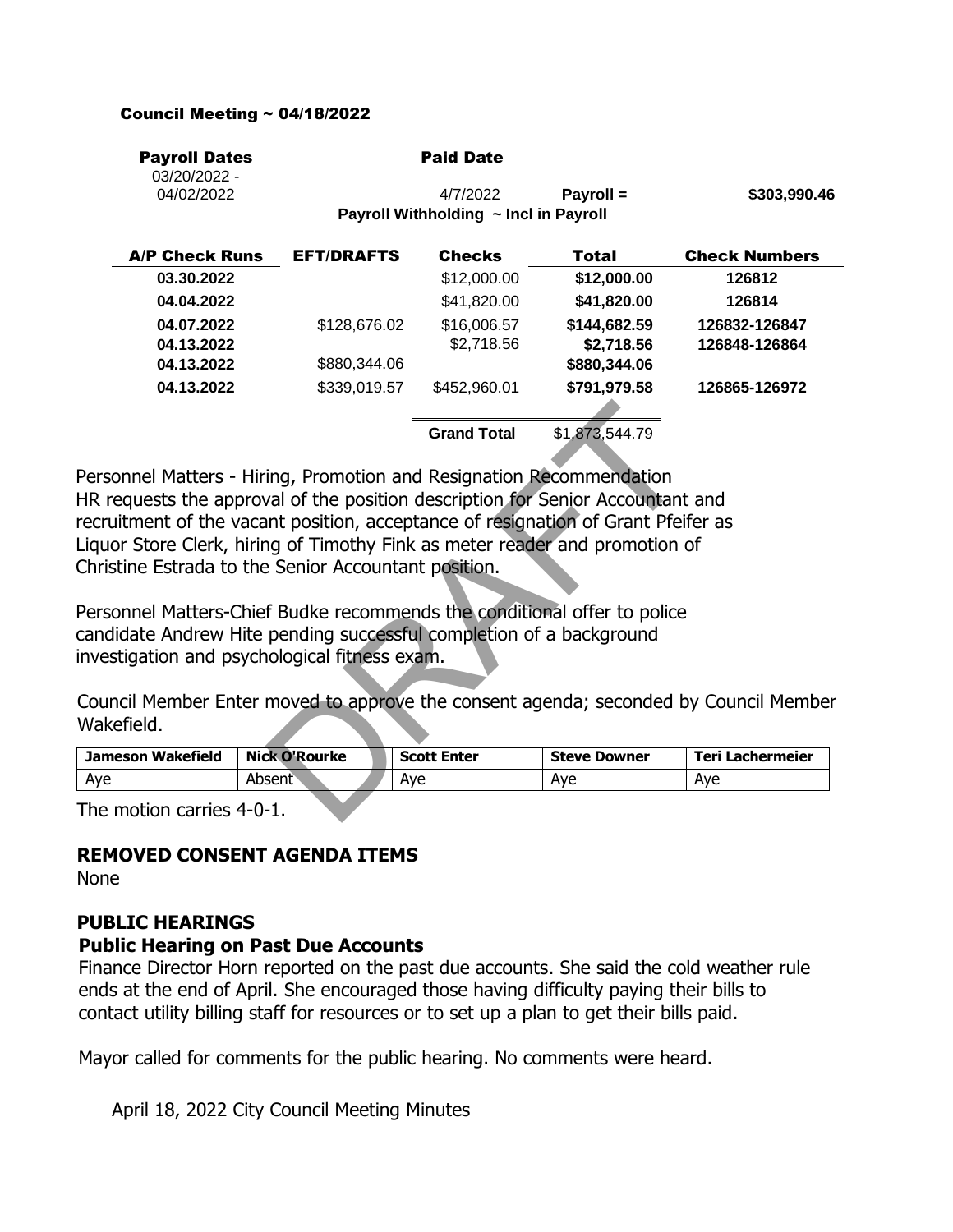**Council Meeting ~ 04/18/2022**

| Payroll Dates | | Paid Date | | |
|---|---|---|---|---|
| 03/20/2022 - 04/02/2022 | | 4/7/2022 | Payroll = | $303,990.46 |
| | | Payroll Withholding ~ Incl in Payroll | | |

| A/P Check Runs | EFT/DRAFTS | Checks | Total | Check Numbers |
|---|---|---|---|---|
| 03.30.2022 | | $12,000.00 | $12,000.00 | 126812 |
| 04.04.2022 | | $41,820.00 | $41,820.00 | 126814 |
| 04.07.2022 | $128,676.02 | $16,006.57 | $144,682.59 | 126832-126847 |
| 04.13.2022 | | $2,718.56 | $2,718.56 | 126848-126864 |
| 04.13.2022 | $880,344.06 | | $880,344.06 | |
| 04.13.2022 | $339,019.57 | $452,960.01 | $791,979.58 | 126865-126972 |
| | | Grand Total | $1,873,544.79 | |

Personnel Matters - Hiring, Promotion and Resignation Recommendation
HR requests the approval of the position description for Senior Accountant and recruitment of the vacant position, acceptance of resignation of Grant Pfeifer as Liquor Store Clerk, hiring of Timothy Fink as meter reader and promotion of Christine Estrada to the Senior Accountant position.

Personnel Matters-Chief Budke recommends the conditional offer to police candidate Andrew Hite pending successful completion of a background investigation and psychological fitness exam.

Council Member Enter moved to approve the consent agenda; seconded by Council Member Wakefield.

| Jameson Wakefield | Nick O'Rourke | Scott Enter | Steve Downer | Teri Lachermeier |
|---|---|---|---|---|
| Aye | Absent | Aye | Aye | Aye |

The motion carries 4-0-1.

## REMOVED CONSENT AGENDA ITEMS

None

## PUBLIC HEARINGS

### Public Hearing on Past Due Accounts

Finance Director Horn reported on the past due accounts. She said the cold weather rule ends at the end of April. She encouraged those having difficulty paying their bills to contact utility billing staff for resources or to set up a plan to get their bills paid.

Mayor called for comments for the public hearing. No comments were heard.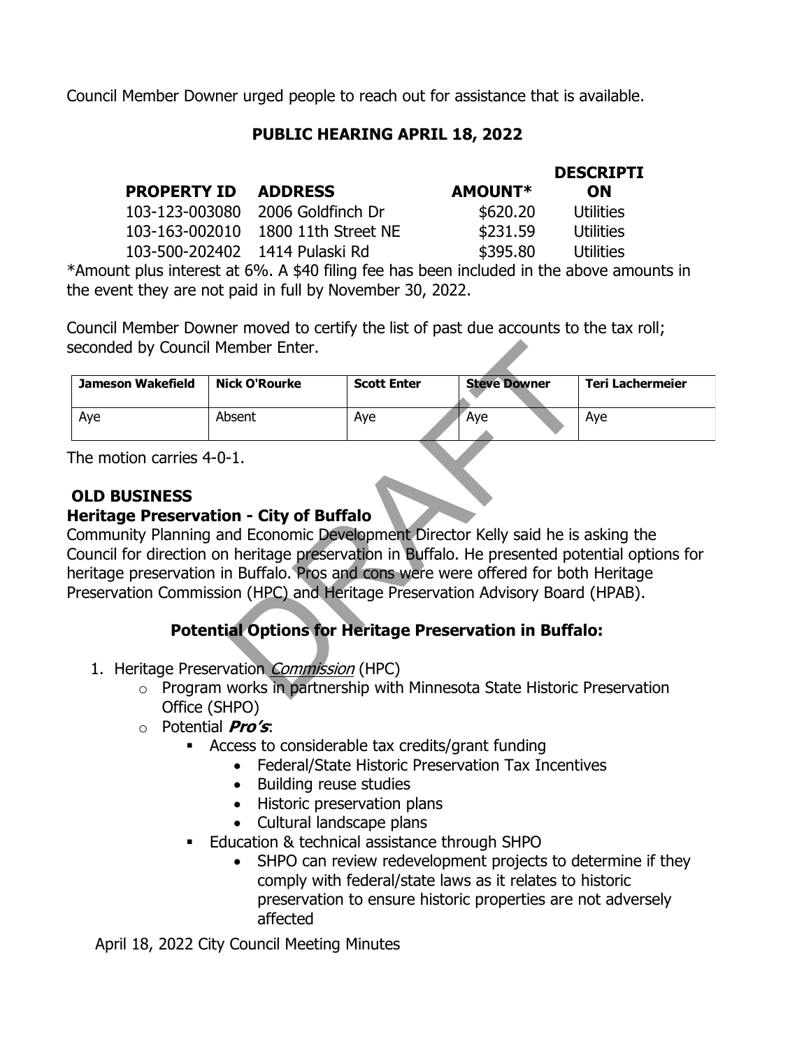Council Member Downer urged people to reach out for assistance that is available.

## PUBLIC HEARING APRIL 18, 2022

| PROPERTY ID | ADDRESS | AMOUNT* | DESCRIPTION |
|---|---|---|---|
| 103-123-003080 | 2006 Goldfinch Dr | $620.20 | Utilities |
| 103-163-002010 | 1800 11th Street NE | $231.59 | Utilities |
| 103-500-202402 | 1414 Pulaski Rd | $395.80 | Utilities |

*Amount plus interest at 6%. A $40 filing fee has been included in the above amounts in the event they are not paid in full by November 30, 2022.

Council Member Downer moved to certify the list of past due accounts to the tax roll; seconded by Council Member Enter.

| Jameson Wakefield | Nick O'Rourke | Scott Enter | Steve Downer | Teri Lachermeier |
|---|---|---|---|---|
| Aye | Absent | Aye | Aye | Aye |

The motion carries 4-0-1.

## OLD BUSINESS

### Heritage Preservation - City of Buffalo

Community Planning and Economic Development Director Kelly said he is asking the Council for direction on heritage preservation in Buffalo. He presented potential options for heritage preservation in Buffalo. Pros and cons were were offered for both Heritage Preservation Commission (HPC) and Heritage Preservation Advisory Board (HPAB).

### Potential Options for Heritage Preservation in Buffalo:

1. Heritage Preservation *Commission* (HPC)
   - Program works in partnership with Minnesota State Historic Preservation Office (SHPO)
   - Potential ***Pro's***:
     - Access to considerable tax credits/grant funding
       - Federal/State Historic Preservation Tax Incentives
       - Building reuse studies
       - Historic preservation plans
       - Cultural landscape plans
     - Education & technical assistance through SHPO
       - SHPO can review redevelopment projects to determine if they comply with federal/state laws as it relates to historic preservation to ensure historic properties are not adversely affected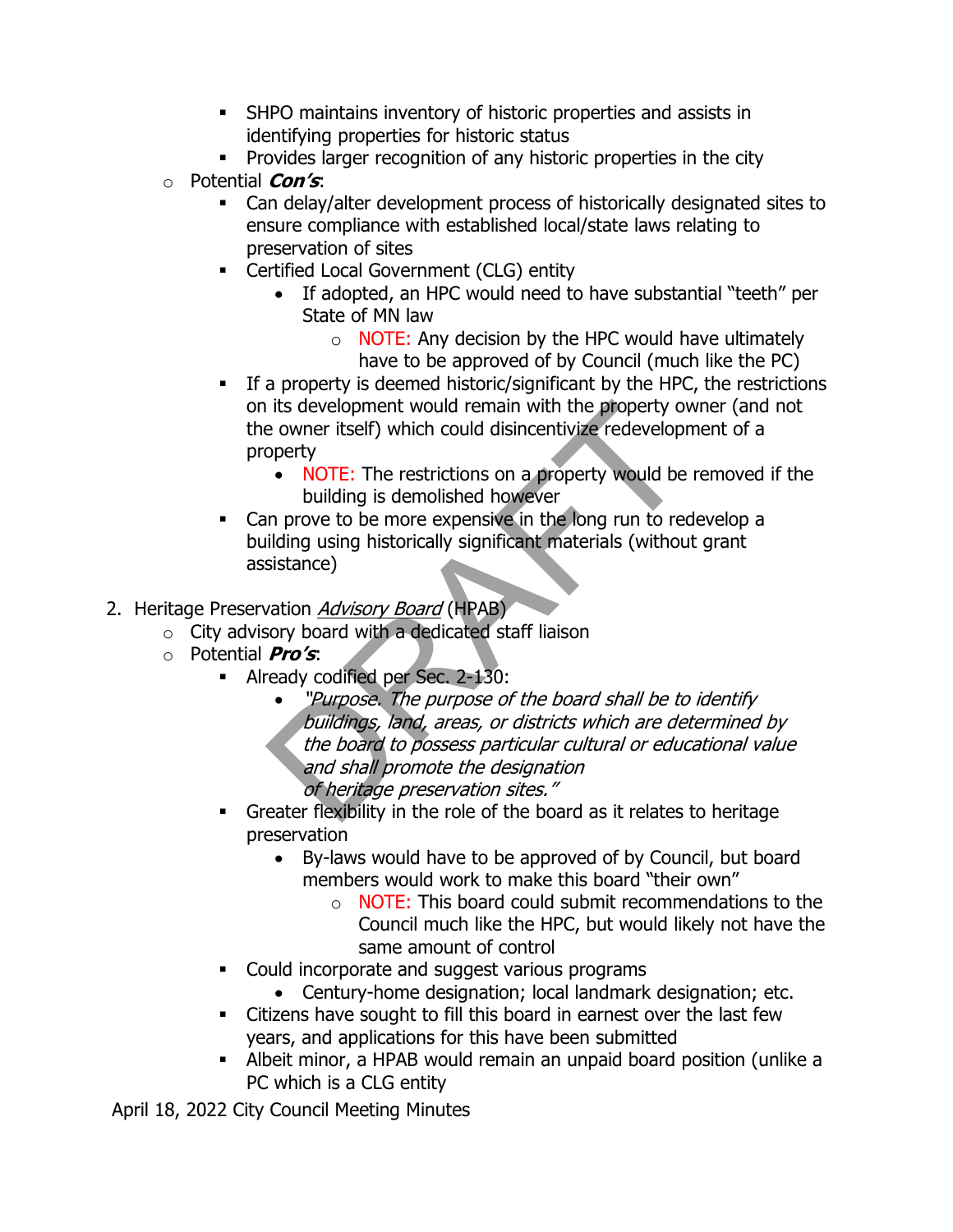- SHPO maintains inventory of historic properties and assists in identifying properties for historic status
        - Provides larger recognition of any historic properties in the city
    - Potential ***Con's***:
        - Can delay/alter development process of historically designated sites to ensure compliance with established local/state laws relating to preservation of sites
        - Certified Local Government (CLG) entity
            - If adopted, an HPC would need to have substantial "teeth" per State of MN law
                - NOTE: Any decision by the HPC would have ultimately have to be approved of by Council (much like the PC)
        - If a property is deemed historic/significant by the HPC, the restrictions on its development would remain with the property owner (and not the owner itself) which could disincentivize redevelopment of a property
            - NOTE: The restrictions on a property would be removed if the building is demolished however
        - Can prove to be more expensive in the long run to redevelop a building using historically significant materials (without grant assistance)

2. Heritage Preservation *Advisory Board* (HPAB)
    - City advisory board with a dedicated staff liaison
    - Potential ***Pro's***:
        - Already codified per Sec. 2-130:
            - *"Purpose. The purpose of the board shall be to identify buildings, land, areas, or districts which are determined by the board to possess particular cultural or educational value and shall promote the designation of heritage preservation sites."*
        - Greater flexibility in the role of the board as it relates to heritage preservation
            - By-laws would have to be approved of by Council, but board members would work to make this board "their own"
                - NOTE: This board could submit recommendations to the Council much like the HPC, but would likely not have the same amount of control
        - Could incorporate and suggest various programs
            - Century-home designation; local landmark designation; etc.
        - Citizens have sought to fill this board in earnest over the last few years, and applications for this have been submitted
        - Albeit minor, a HPAB would remain an unpaid board position (unlike a PC which is a CLG entity

April 18, 2022 City Council Meeting Minutes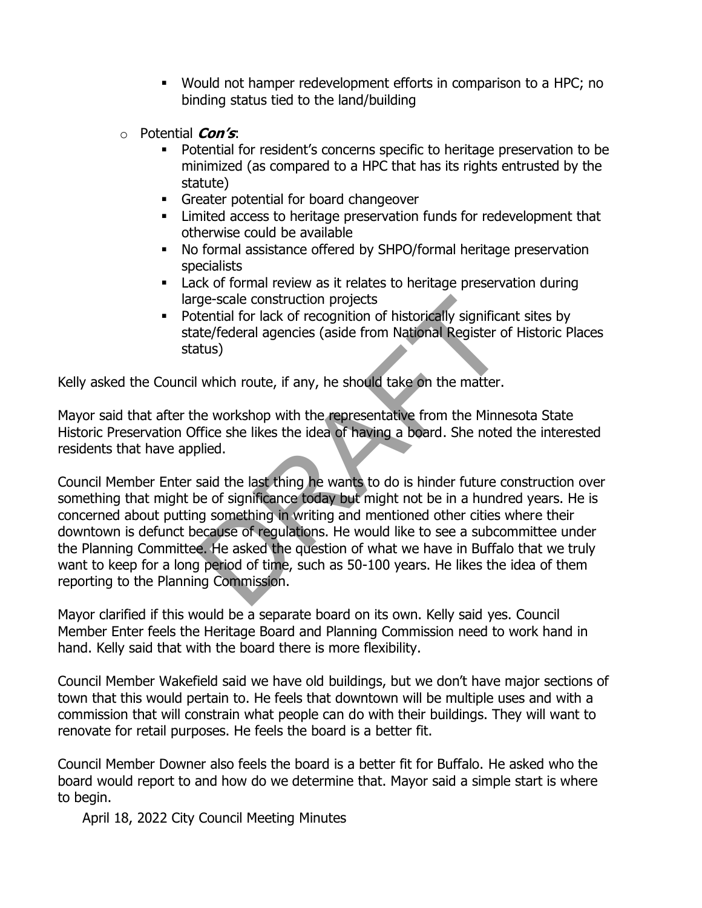- Would not hamper redevelopment efforts in comparison to a HPC; no binding status tied to the land/building
- Potential ***Con's***:
   - Potential for resident's concerns specific to heritage preservation to be minimized (as compared to a HPC that has its rights entrusted by the statute)
   - Greater potential for board changeover
   - Limited access to heritage preservation funds for redevelopment that otherwise could be available
   - No formal assistance offered by SHPO/formal heritage preservation specialists
   - Lack of formal review as it relates to heritage preservation during large-scale construction projects
   - Potential for lack of recognition of historically significant sites by state/federal agencies (aside from National Register of Historic Places status)

Kelly asked the Council which route, if any, he should take on the matter.

Mayor said that after the workshop with the representative from the Minnesota State Historic Preservation Office she likes the idea of having a board. She noted the interested residents that have applied.

Council Member Enter said the last thing he wants to do is hinder future construction over something that might be of significance today but might not be in a hundred years. He is concerned about putting something in writing and mentioned other cities where their downtown is defunct because of regulations. He would like to see a subcommittee under the Planning Committee. He asked the question of what we have in Buffalo that we truly want to keep for a long period of time, such as 50-100 years. He likes the idea of them reporting to the Planning Commission.

Mayor clarified if this would be a separate board on its own. Kelly said yes. Council Member Enter feels the Heritage Board and Planning Commission need to work hand in hand. Kelly said that with the board there is more flexibility.

Council Member Wakefield said we have old buildings, but we don't have major sections of town that this would pertain to. He feels that downtown will be multiple uses and with a commission that will constrain what people can do with their buildings. They will want to renovate for retail purposes. He feels the board is a better fit.

Council Member Downer also feels the board is a better fit for Buffalo. He asked who the board would report to and how do we determine that. Mayor said a simple start is where to begin.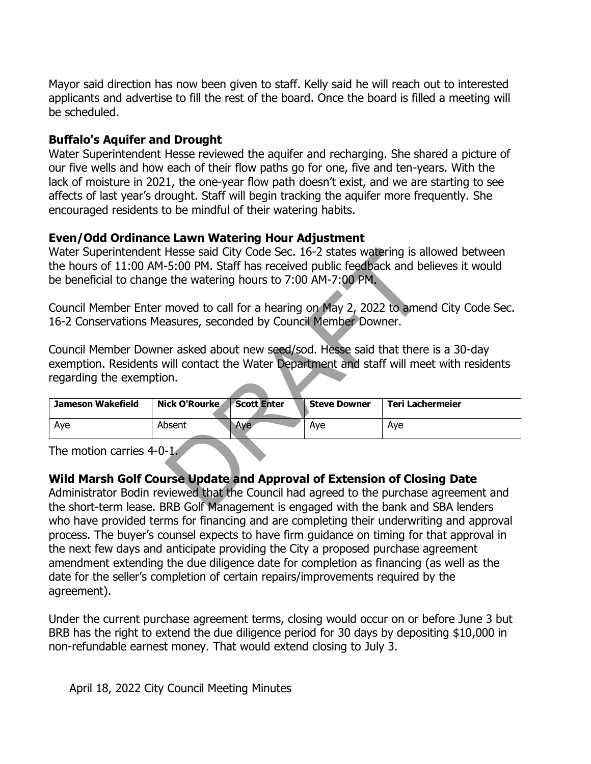Mayor said direction has now been given to staff. Kelly said he will reach out to interested applicants and advertise to fill the rest of the board. Once the board is filled a meeting will be scheduled.

**Buffalo's Aquifer and Drought**

Water Superintendent Hesse reviewed the aquifer and recharging. She shared a picture of our five wells and how each of their flow paths go for one, five and ten-years. With the lack of moisture in 2021, the one-year flow path doesn't exist, and we are starting to see affects of last year's drought. Staff will begin tracking the aquifer more frequently. She encouraged residents to be mindful of their watering habits.

**Even/Odd Ordinance Lawn Watering Hour Adjustment**

Water Superintendent Hesse said City Code Sec. 16-2 states watering is allowed between the hours of 11:00 AM-5:00 PM. Staff has received public feedback and believes it would be beneficial to change the watering hours to 7:00 AM-7:00 PM.

Council Member Enter moved to call for a hearing on May 2, 2022 to amend City Code Sec. 16-2 Conservations Measures, seconded by Council Member Downer.

Council Member Downer asked about new seed/sod. Hesse said that there is a 30-day exemption. Residents will contact the Water Department and staff will meet with residents regarding the exemption.

| Jameson Wakefield | Nick O'Rourke | Scott Enter | Steve Downer | Teri Lachermeier |
|---|---|---|---|---|
| Aye | Absent | Aye | Aye | Aye |

The motion carries 4-0-1.

**Wild Marsh Golf Course Update and Approval of Extension of Closing Date**

Administrator Bodin reviewed that the Council had agreed to the purchase agreement and the short-term lease. BRB Golf Management is engaged with the bank and SBA lenders who have provided terms for financing and are completing their underwriting and approval process. The buyer's counsel expects to have firm guidance on timing for that approval in the next few days and anticipate providing the City a proposed purchase agreement amendment extending the due diligence date for completion as financing (as well as the date for the seller's completion of certain repairs/improvements required by the agreement).

Under the current purchase agreement terms, closing would occur on or before June 3 but BRB has the right to extend the due diligence period for 30 days by depositing $10,000 in non-refundable earnest money. That would extend closing to July 3.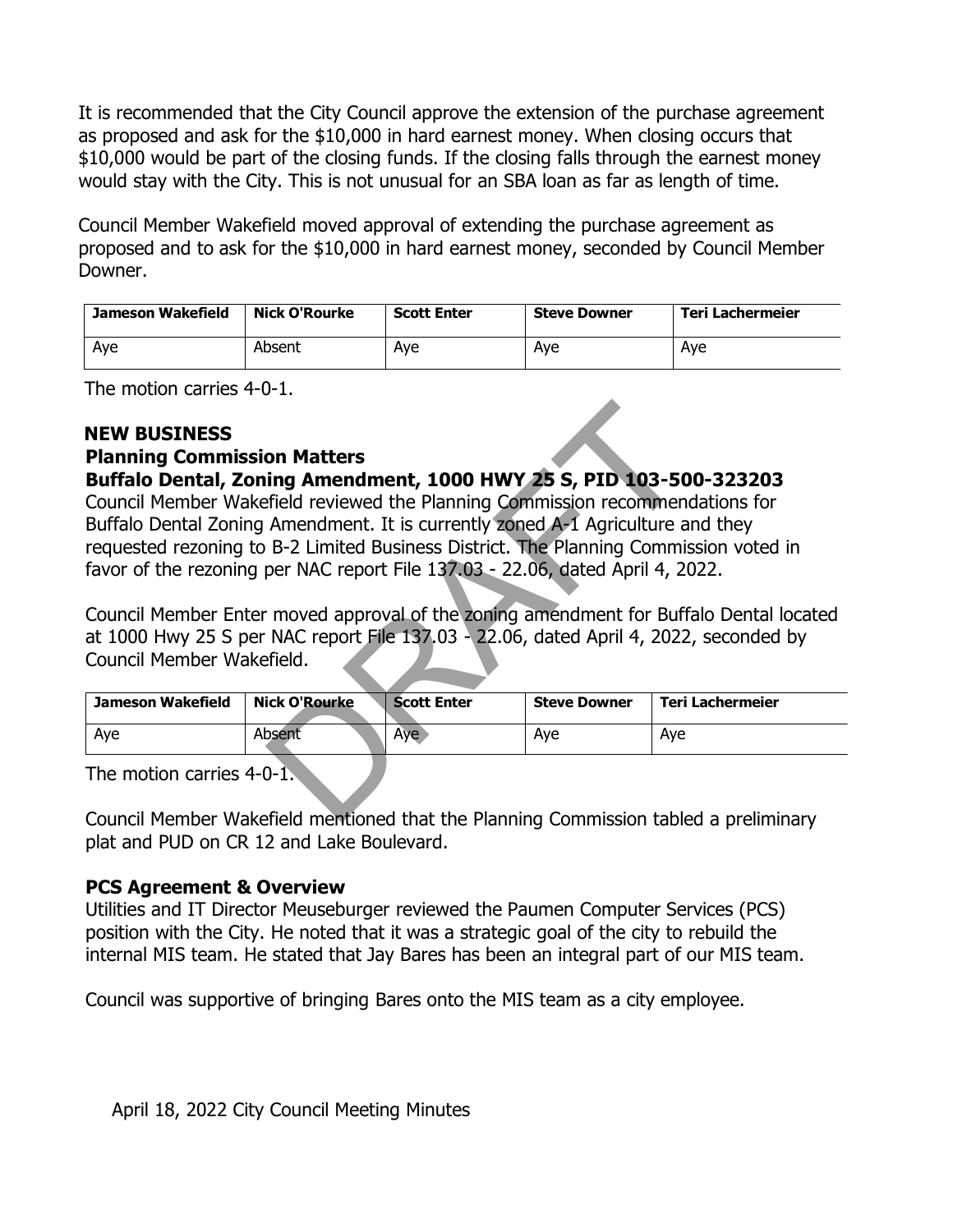It is recommended that the City Council approve the extension of the purchase agreement as proposed and ask for the $10,000 in hard earnest money. When closing occurs that $10,000 would be part of the closing funds. If the closing falls through the earnest money would stay with the City. This is not unusual for an SBA loan as far as length of time.

Council Member Wakefield moved approval of extending the purchase agreement as proposed and to ask for the $10,000 in hard earnest money, seconded by Council Member Downer.

| Jameson Wakefield | Nick O'Rourke | Scott Enter | Steve Downer | Teri Lachermeier |
|---|---|---|---|---|
| Aye | Absent | Aye | Aye | Aye |

The motion carries 4-0-1.

## NEW BUSINESS

### Planning Commission Matters

### Buffalo Dental, Zoning Amendment, 1000 HWY 25 S, PID 103-500-323203

Council Member Wakefield reviewed the Planning Commission recommendations for Buffalo Dental Zoning Amendment. It is currently zoned A-1 Agriculture and they requested rezoning to B-2 Limited Business District. The Planning Commission voted in favor of the rezoning per NAC report File 137.03 - 22.06, dated April 4, 2022.

Council Member Enter moved approval of the zoning amendment for Buffalo Dental located at 1000 Hwy 25 S per NAC report File 137.03 - 22.06, dated April 4, 2022, seconded by Council Member Wakefield.

| Jameson Wakefield | Nick O'Rourke | Scott Enter | Steve Downer | Teri Lachermeier |
|---|---|---|---|---|
| Aye | Absent | Aye | Aye | Aye |

The motion carries 4-0-1.

Council Member Wakefield mentioned that the Planning Commission tabled a preliminary plat and PUD on CR 12 and Lake Boulevard.

### PCS Agreement & Overview

Utilities and IT Director Meuseburger reviewed the Paumen Computer Services (PCS) position with the City. He noted that it was a strategic goal of the city to rebuild the internal MIS team. He stated that Jay Bares has been an integral part of our MIS team.

Council was supportive of bringing Bares onto the MIS team as a city employee.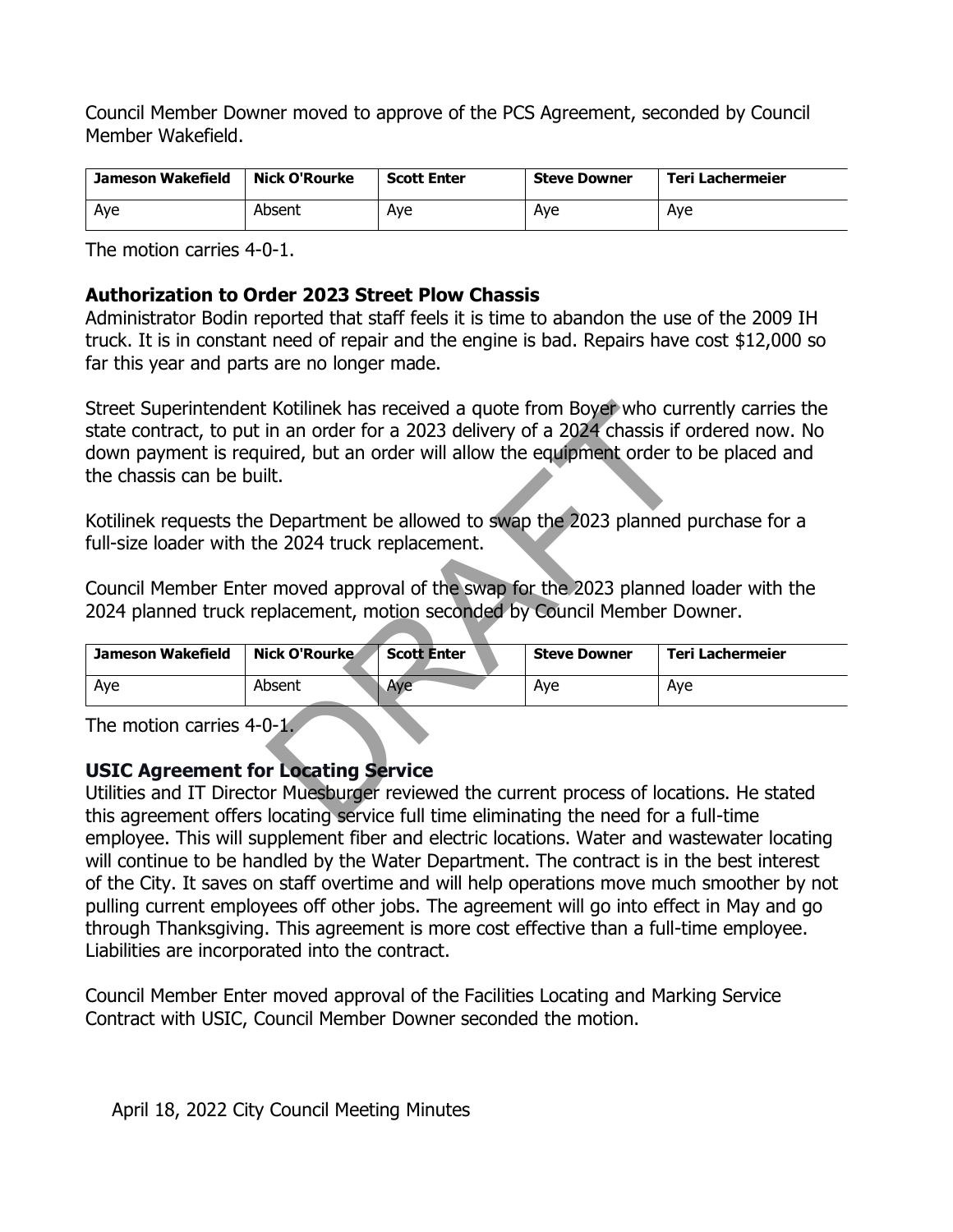Council Member Downer moved to approve of the PCS Agreement, seconded by Council Member Wakefield.

| Jameson Wakefield | Nick O'Rourke | Scott Enter | Steve Downer | Teri Lachermeier |
|---|---|---|---|---|
| Aye | Absent | Aye | Aye | Aye |

The motion carries 4-0-1.

### Authorization to Order 2023 Street Plow Chassis

Administrator Bodin reported that staff feels it is time to abandon the use of the 2009 IH truck. It is in constant need of repair and the engine is bad. Repairs have cost $12,000 so far this year and parts are no longer made.

Street Superintendent Kotilinek has received a quote from Boyer who currently carries the state contract, to put in an order for a 2023 delivery of a 2024 chassis if ordered now. No down payment is required, but an order will allow the equipment order to be placed and the chassis can be built.

Kotilinek requests the Department be allowed to swap the 2023 planned purchase for a full-size loader with the 2024 truck replacement.

Council Member Enter moved approval of the swap for the 2023 planned loader with the 2024 planned truck replacement, motion seconded by Council Member Downer.

| Jameson Wakefield | Nick O'Rourke | Scott Enter | Steve Downer | Teri Lachermeier |
|---|---|---|---|---|
| Aye | Absent | Aye | Aye | Aye |

The motion carries 4-0-1.

### USIC Agreement for Locating Service

Utilities and IT Director Muesburger reviewed the current process of locations. He stated this agreement offers locating service full time eliminating the need for a full-time employee. This will supplement fiber and electric locations. Water and wastewater locating will continue to be handled by the Water Department. The contract is in the best interest of the City. It saves on staff overtime and will help operations move much smoother by not pulling current employees off other jobs. The agreement will go into effect in May and go through Thanksgiving. This agreement is more cost effective than a full-time employee. Liabilities are incorporated into the contract.

Council Member Enter moved approval of the Facilities Locating and Marking Service Contract with USIC, Council Member Downer seconded the motion.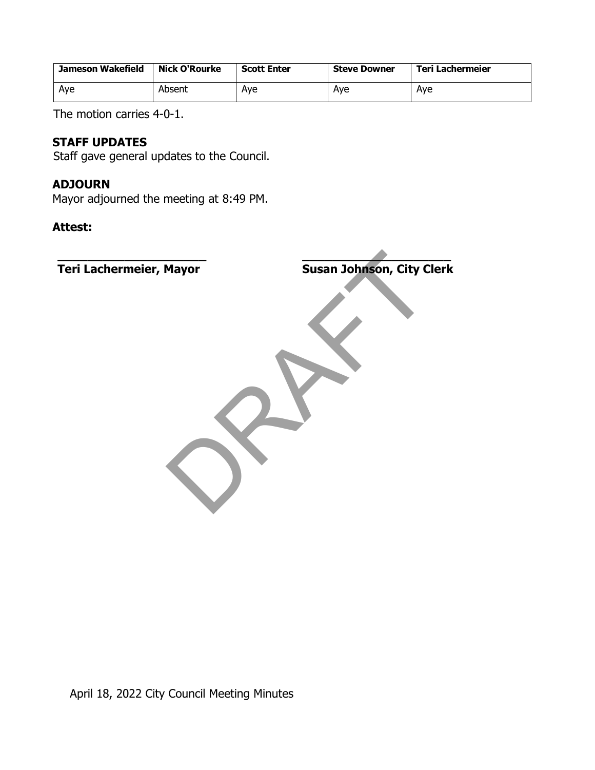| Jameson Wakefield | Nick O'Rourke | Scott Enter | Steve Downer | Teri Lachermeier |
|---|---|---|---|---|
| Aye | Absent | Aye | Aye | Aye |

The motion carries 4-0-1.

**STAFF UPDATES**

Staff gave general updates to the Council.

**ADJOURN**

Mayor adjourned the meeting at 8:49 PM.

**Attest:**

______________________ ______________________

**Teri Lachermeier, Mayor** **Susan Johnson, City Clerk**

DRAFT